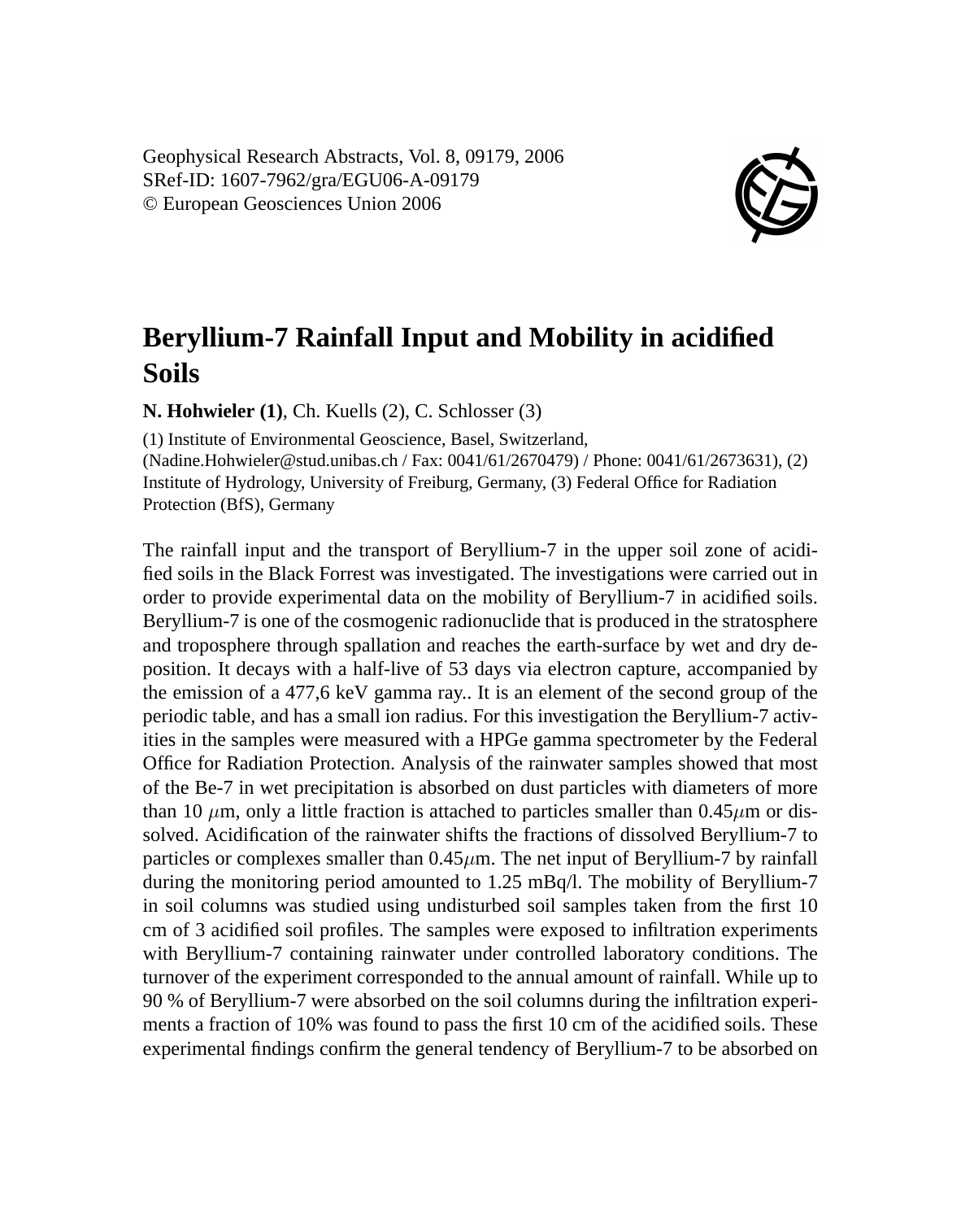Geophysical Research Abstracts, Vol. 8, 09179, 2006
SRef-ID: 1607-7962/gra/EGU06-A-09179
© European Geosciences Union 2006

# Beryllium-7 Rainfall Input and Mobility in acidified Soils

**N. Hohwieler (1)**, Ch. Kuells (2), C. Schlosser (3)

(1) Institute of Environmental Geoscience, Basel, Switzerland, (Nadine.Hohwieler@stud.unibas.ch / Fax: 0041/61/2670479) / Phone: 0041/61/2673631), (2) Institute of Hydrology, University of Freiburg, Germany, (3) Federal Office for Radiation Protection (BfS), Germany

The rainfall input and the transport of Beryllium-7 in the upper soil zone of acidified soils in the Black Forrest was investigated. The investigations were carried out in order to provide experimental data on the mobility of Beryllium-7 in acidified soils. Beryllium-7 is one of the cosmogenic radionuclide that is produced in the stratosphere and troposphere through spallation and reaches the earth-surface by wet and dry deposition. It decays with a half-live of 53 days via electron capture, accompanied by the emission of a 477,6 keV gamma ray.. It is an element of the second group of the periodic table, and has a small ion radius. For this investigation the Beryllium-7 activities in the samples were measured with a HPGe gamma spectrometer by the Federal Office for Radiation Protection. Analysis of the rainwater samples showed that most of the Be-7 in wet precipitation is absorbed on dust particles with diameters of more than 10 $\mu$m, only a little fraction is attached to particles smaller than 0.45$\mu$m or dissolved. Acidification of the rainwater shifts the fractions of dissolved Beryllium-7 to particles or complexes smaller than 0.45$\mu$m. The net input of Beryllium-7 by rainfall during the monitoring period amounted to 1.25 mBq/l. The mobility of Beryllium-7 in soil columns was studied using undisturbed soil samples taken from the first 10 cm of 3 acidified soil profiles. The samples were exposed to infiltration experiments with Beryllium-7 containing rainwater under controlled laboratory conditions. The turnover of the experiment corresponded to the annual amount of rainfall. While up to 90 % of Beryllium-7 were absorbed on the soil columns during the infiltration experiments a fraction of 10% was found to pass the first 10 cm of the acidified soils. These experimental findings confirm the general tendency of Beryllium-7 to be absorbed on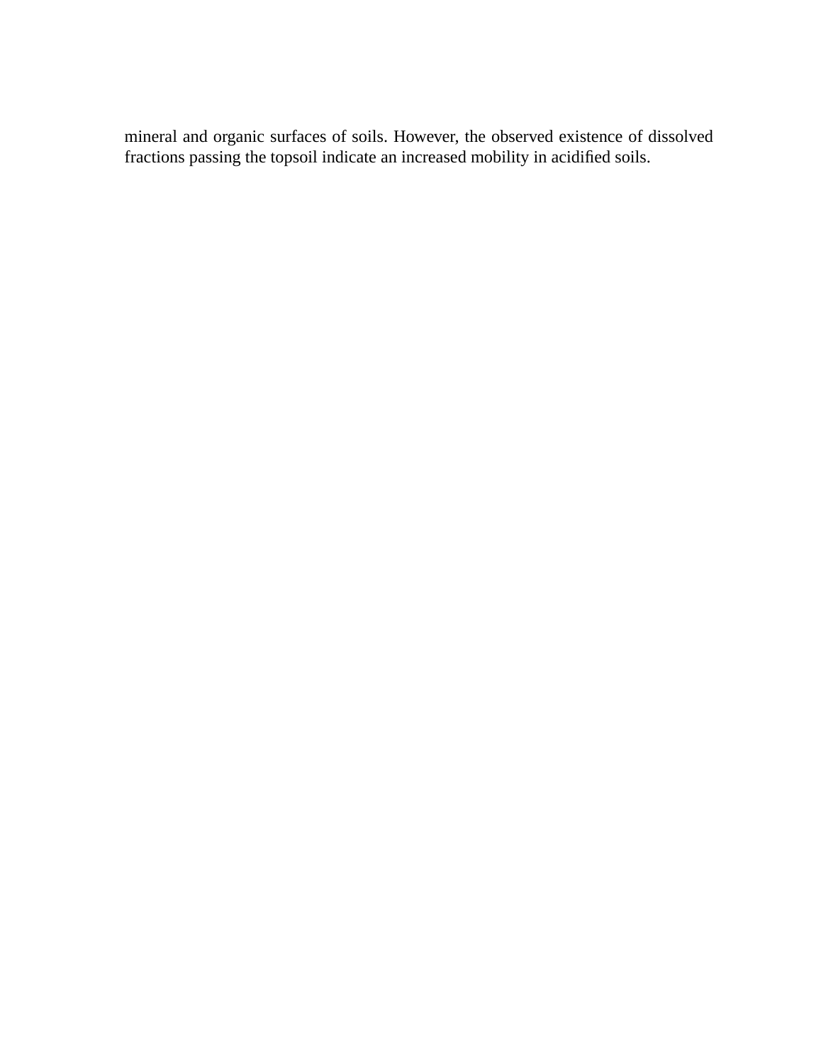mineral and organic surfaces of soils. However, the observed existence of dissolved fractions passing the topsoil indicate an increased mobility in acidified soils.